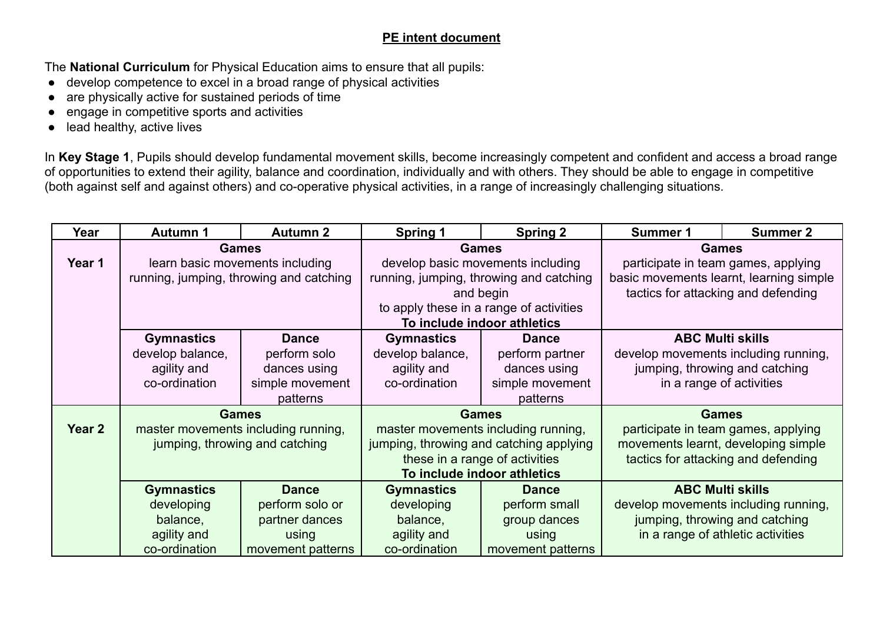# PE intent document

The **National Curriculum** for Physical Education aims to ensure that all pupils:

- develop competence to excel in a broad range of physical activities
- are physically active for sustained periods of time
- engage in competitive sports and activities
- lead healthy, active lives

In **Key Stage 1**, Pupils should develop fundamental movement skills, become increasingly competent and confident and access a broad range of opportunities to extend their agility, balance and coordination, individually and with others. They should be able to engage in competitive (both against self and against others) and co-operative physical activities, in a range of increasingly challenging situations.

| Year | Autumn 1 | Autumn 2 | Spring 1 | Spring 2 | Summer 1 | Summer 2 |
|---|---|---|---|---|---|---|
| **Year 1** | **Games** learn basic movements including running, jumping, throwing and catching | | **Games** develop basic movements including running, jumping, throwing and catching and begin to apply these in a range of activities **To include indoor athletics** | | **Games** participate in team games, applying basic movements learnt, learning simple tactics for attacking and defending | |
| | **Gymnastics** develop balance, agility and co-ordination | **Dance** perform solo dances using simple movement patterns | **Gymnastics** develop balance, agility and co-ordination | **Dance** perform partner dances using simple movement patterns | **ABC Multi skills** develop movements including running, jumping, throwing and catching in a range of activities | |
| **Year 2** | **Games** master movements including running, jumping, throwing and catching | | **Games** master movements including running, jumping, throwing and catching applying these in a range of activities **To include indoor athletics** | | **Games** participate in team games, applying movements learnt, developing simple tactics for attacking and defending | |
| | **Gymnastics** developing balance, agility and co-ordination | **Dance** perform solo or partner dances using movement patterns | **Gymnastics** developing balance, agility and co-ordination | **Dance** perform small group dances using movement patterns | **ABC Multi skills** develop movements including running, jumping, throwing and catching in a range of athletic activities | |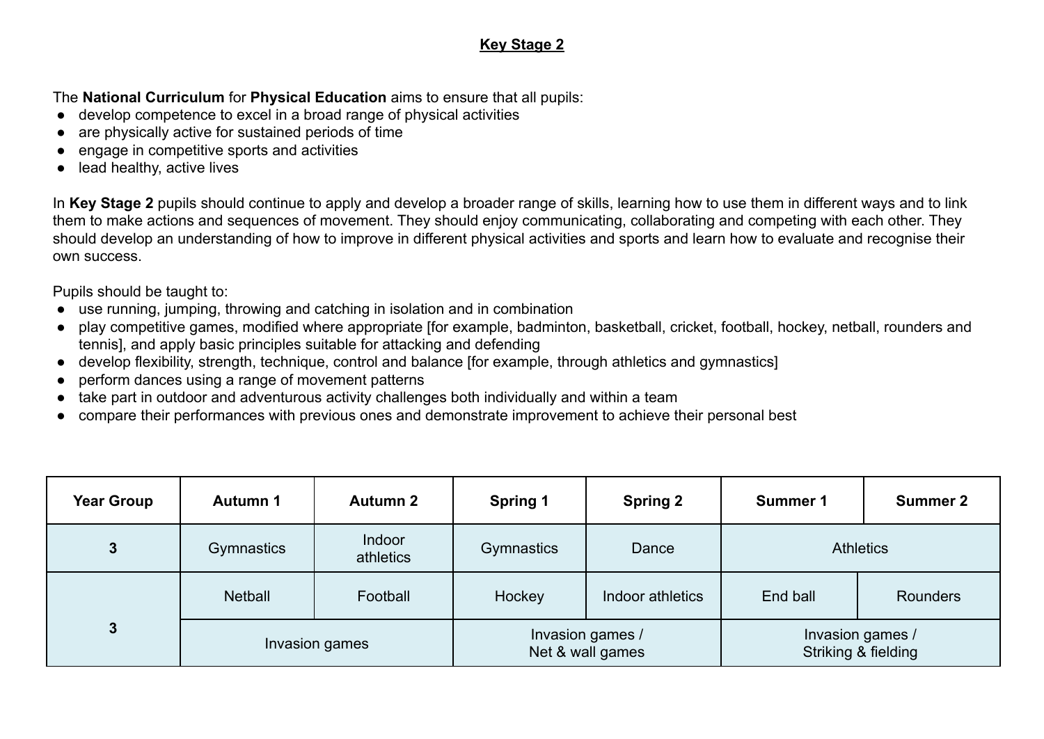## **Key Stage 2**

The **National Curriculum** for **Physical Education** aims to ensure that all pupils:

- develop competence to excel in a broad range of physical activities
- are physically active for sustained periods of time
- engage in competitive sports and activities
- lead healthy, active lives

In **Key Stage 2** pupils should continue to apply and develop a broader range of skills, learning how to use them in different ways and to link them to make actions and sequences of movement. They should enjoy communicating, collaborating and competing with each other. They should develop an understanding of how to improve in different physical activities and sports and learn how to evaluate and recognise their own success.

Pupils should be taught to:

- use running, jumping, throwing and catching in isolation and in combination
- play competitive games, modified where appropriate [for example, badminton, basketball, cricket, football, hockey, netball, rounders and tennis], and apply basic principles suitable for attacking and defending
- develop flexibility, strength, technique, control and balance [for example, through athletics and gymnastics]
- perform dances using a range of movement patterns
- take part in outdoor and adventurous activity challenges both individually and within a team
- compare their performances with previous ones and demonstrate improvement to achieve their personal best

| Year Group | Autumn 1 | Autumn 2 | Spring 1 | Spring 2 | Summer 1 | Summer 2 |
|---|---|---|---|---|---|---|
| 3 | Gymnastics | Indoor athletics | Gymnastics | Dance | Athletics | |
| 3 | Netball | Football | Hockey | Indoor athletics | End ball | Rounders |
| | Invasion games | | Invasion games / Net & wall games | | Invasion games / Striking & fielding | |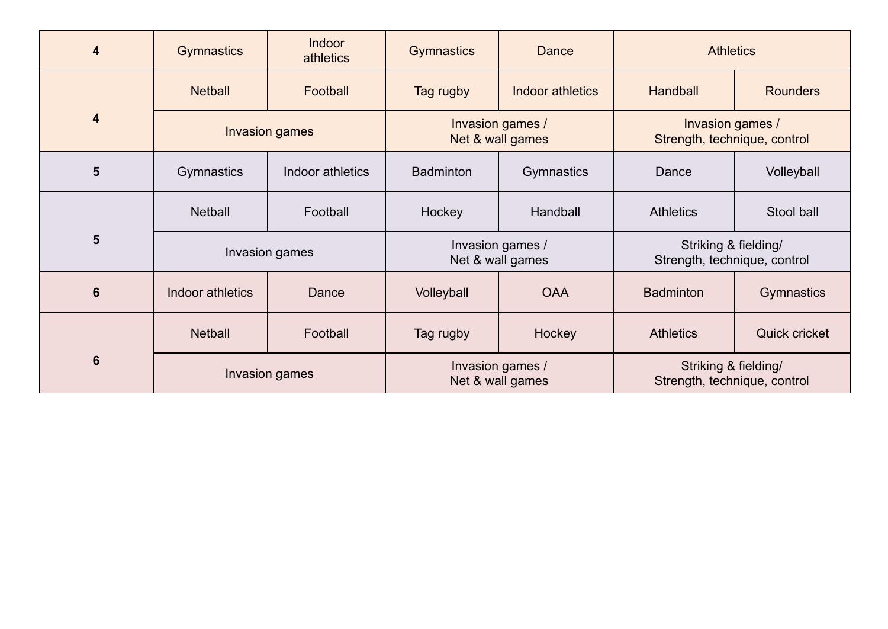| | | | | | | |
|---|---|---|---|---|---|---|
| 4 | Gymnastics | Indoor athletics | Gymnastics | Dance | Athletics | |
| 4 | Netball | Football | Tag rugby | Indoor athletics | Handball | Rounders |
| | Invasion games | | Invasion games / Net & wall games | | Invasion games / Strength, technique, control | |
| 5 | Gymnastics | Indoor athletics | Badminton | Gymnastics | Dance | Volleyball |
| 5 | Netball | Football | Hockey | Handball | Athletics | Stool ball |
| | Invasion games | | Invasion games / Net & wall games | | Striking & fielding/ Strength, technique, control | |
| 6 | Indoor athletics | Dance | Volleyball | OAA | Badminton | Gymnastics |
| 6 | Netball | Football | Tag rugby | Hockey | Athletics | Quick cricket |
| | Invasion games | | Invasion games / Net & wall games | | Striking & fielding/ Strength, technique, control | |